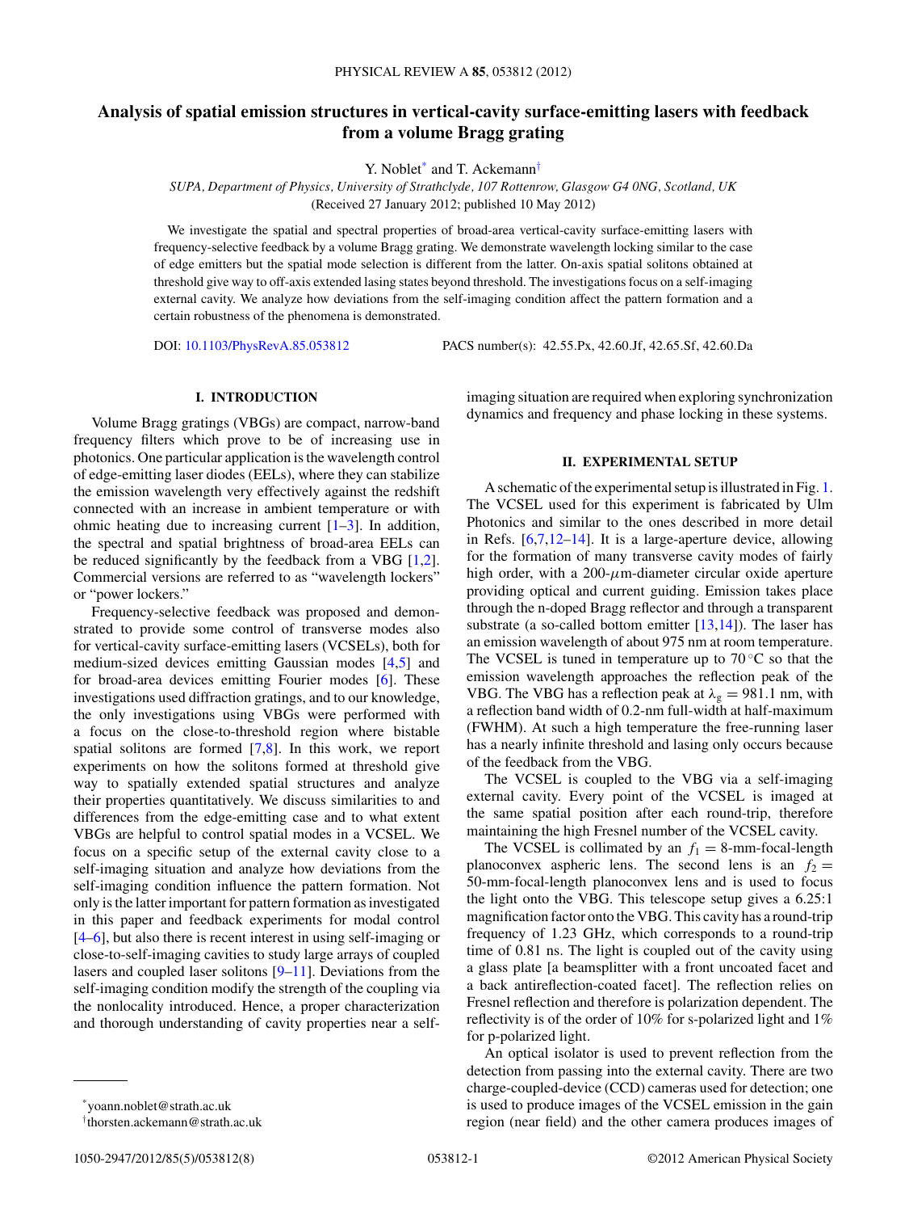# Analysis of spatial emission structures in vertical-cavity surface-emitting lasers with feedback from a volume Bragg grating

Y. Noblet* and T. Ackemann†

*SUPA, Department of Physics, University of Strathclyde, 107 Rottenrow, Glasgow G4 0NG, Scotland, UK*

(Received 27 January 2012; published 10 May 2012)

We investigate the spatial and spectral properties of broad-area vertical-cavity surface-emitting lasers with frequency-selective feedback by a volume Bragg grating. We demonstrate wavelength locking similar to the case of edge emitters but the spatial mode selection is different from the latter. On-axis spatial solitons obtained at threshold give way to off-axis extended lasing states beyond threshold. The investigations focus on a self-imaging external cavity. We analyze how deviations from the self-imaging condition affect the pattern formation and a certain robustness of the phenomena is demonstrated.

DOI: 10.1103/PhysRevA.85.053812 PACS number(s): 42.55.Px, 42.60.Jf, 42.65.Sf, 42.60.Da

## I. INTRODUCTION

Volume Bragg gratings (VBGs) are compact, narrow-band frequency filters which prove to be of increasing use in photonics. One particular application is the wavelength control of edge-emitting laser diodes (EELs), where they can stabilize the emission wavelength very effectively against the redshift connected with an increase in ambient temperature or with ohmic heating due to increasing current [1–3]. In addition, the spectral and spatial brightness of broad-area EELs can be reduced significantly by the feedback from a VBG [1,2]. Commercial versions are referred to as "wavelength lockers" or "power lockers."

Frequency-selective feedback was proposed and demonstrated to provide some control of transverse modes also for vertical-cavity surface-emitting lasers (VCSELs), both for medium-sized devices emitting Gaussian modes [4,5] and for broad-area devices emitting Fourier modes [6]. These investigations used diffraction gratings, and to our knowledge, the only investigations using VBGs were performed with a focus on the close-to-threshold region where bistable spatial solitons are formed [7,8]. In this work, we report experiments on how the solitons formed at threshold give way to spatially extended spatial structures and analyze their properties quantitatively. We discuss similarities to and differences from the edge-emitting case and to what extent VBGs are helpful to control spatial modes in a VCSEL. We focus on a specific setup of the external cavity close to a self-imaging situation and analyze how deviations from the self-imaging condition influence the pattern formation. Not only is the latter important for pattern formation as investigated in this paper and feedback experiments for modal control [4–6], but also there is recent interest in using self-imaging or close-to-self-imaging cavities to study large arrays of coupled lasers and coupled laser solitons [9–11]. Deviations from the self-imaging condition modify the strength of the coupling via the nonlocality introduced. Hence, a proper characterization and thorough understanding of cavity properties near a self-imaging situation are required when exploring synchronization dynamics and frequency and phase locking in these systems.

## II. EXPERIMENTAL SETUP

A schematic of the experimental setup is illustrated in Fig. 1. The VCSEL used for this experiment is fabricated by Ulm Photonics and similar to the ones described in more detail in Refs. [6,7,12–14]. It is a large-aperture device, allowing for the formation of many transverse cavity modes of fairly high order, with a 200-$\mu$m-diameter circular oxide aperture providing optical and current guiding. Emission takes place through the n-doped Bragg reflector and through a transparent substrate (a so-called bottom emitter [13,14]). The laser has an emission wavelength of about 975 nm at room temperature. The VCSEL is tuned in temperature up to 70 °C so that the emission wavelength approaches the reflection peak of the VBG. The VBG has a reflection peak at $\lambda_g = 981.1$ nm, with a reflection band width of 0.2-nm full-width at half-maximum (FWHM). At such a high temperature the free-running laser has a nearly infinite threshold and lasing only occurs because of the feedback from the VBG.

The VCSEL is coupled to the VBG via a self-imaging external cavity. Every point of the VCSEL is imaged at the same spatial position after each round-trip, therefore maintaining the high Fresnel number of the VCSEL cavity.

The VCSEL is collimated by an $f_1 =$ 8-mm-focal-length planoconvex aspheric lens. The second lens is an $f_2 =$ 50-mm-focal-length planoconvex lens and is used to focus the light onto the VBG. This telescope setup gives a 6.25:1 magnification factor onto the VBG. This cavity has a round-trip frequency of 1.23 GHz, which corresponds to a round-trip time of 0.81 ns. The light is coupled out of the cavity using a glass plate [a beamsplitter with a front uncoated facet and a back antireflection-coated facet]. The reflection relies on Fresnel reflection and therefore is polarization dependent. The reflectivity is of the order of 10% for s-polarized light and 1% for p-polarized light.

An optical isolator is used to prevent reflection from the detection from passing into the external cavity. There are two charge-coupled-device (CCD) cameras used for detection; one is used to produce images of the VCSEL emission in the gain region (near field) and the other camera produces images of

*yoann.noblet@strath.ac.uk

†thorsten.ackemann@strath.ac.uk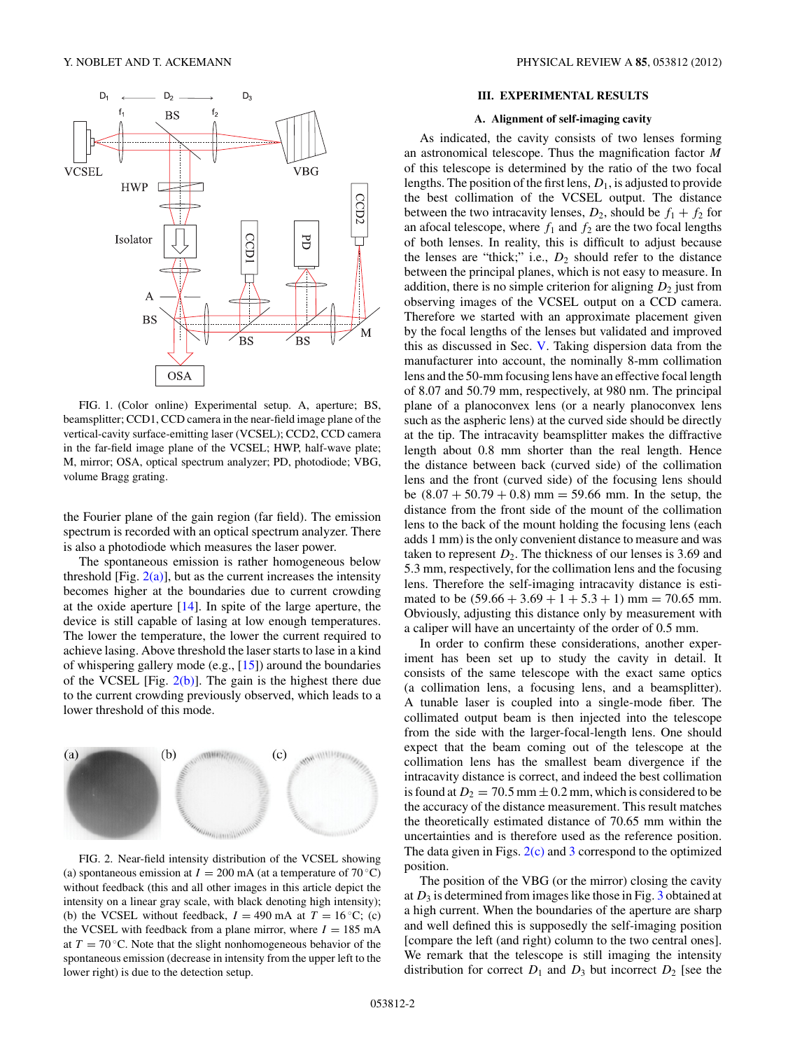FIG. 1. (Color online) Experimental setup. A, aperture; BS, beamsplitter; CCD1, CCD camera in the near-field image plane of the vertical-cavity surface-emitting laser (VCSEL); CCD2, CCD camera in the far-field image plane of the VCSEL; HWP, half-wave plate; M, mirror; OSA, optical spectrum analyzer; PD, photodiode; VBG, volume Bragg grating.

the Fourier plane of the gain region (far field). The emission spectrum is recorded with an optical spectrum analyzer. There is also a photodiode which measures the laser power.

The spontaneous emission is rather homogeneous below threshold [Fig. 2(a)], but as the current increases the intensity becomes higher at the boundaries due to current crowding at the oxide aperture [14]. In spite of the large aperture, the device is still capable of lasing at low enough temperatures. The lower the temperature, the lower the current required to achieve lasing. Above threshold the laser starts to lase in a kind of whispering gallery mode (e.g., [15]) around the boundaries of the VCSEL [Fig. 2(b)]. The gain is the highest there due to the current crowding previously observed, which leads to a lower threshold of this mode.

FIG. 2. Near-field intensity distribution of the VCSEL showing (a) spontaneous emission at $I = 200$ mA (at a temperature of 70 °C) without feedback (this and all other images in this article depict the intensity on a linear gray scale, with black denoting high intensity); (b) the VCSEL without feedback, $I = 490$ mA at $T = 16$ °C; (c) the VCSEL with feedback from a plane mirror, where $I = 185$ mA at $T = 70$ °C. Note that the slight nonhomogeneous behavior of the spontaneous emission (decrease in intensity from the upper left to the lower right) is due to the detection setup.

## III. EXPERIMENTAL RESULTS

### A. Alignment of self-imaging cavity

As indicated, the cavity consists of two lenses forming an astronomical telescope. Thus the magnification factor $M$ of this telescope is determined by the ratio of the two focal lengths. The position of the first lens, $D_1$, is adjusted to provide the best collimation of the VCSEL output. The distance between the two intracavity lenses, $D_2$, should be $f_1 + f_2$ for an afocal telescope, where $f_1$ and $f_2$ are the two focal lengths of both lenses. In reality, this is difficult to adjust because the lenses are "thick;" i.e., $D_2$ should refer to the distance between the principal planes, which is not easy to measure. In addition, there is no simple criterion for aligning $D_2$ just from observing images of the VCSEL output on a CCD camera. Therefore we started with an approximate placement given by the focal lengths of the lenses but validated and improved this as discussed in Sec. V. Taking dispersion data from the manufacturer into account, the nominally 8-mm collimation lens and the 50-mm focusing lens have an effective focal length of 8.07 and 50.79 mm, respectively, at 980 nm. The principal plane of a planoconvex lens (or a nearly planoconvex lens such as the aspheric lens) at the curved side should be directly at the tip. The intracavity beamsplitter makes the diffractive length about 0.8 mm shorter than the real length. Hence the distance between back (curved side) of the collimation lens and the front (curved side) of the focusing lens should be $(8.07 + 50.79 + 0.8)$ mm $= 59.66$ mm. In the setup, the distance from the front side of the mount of the collimation lens to the back of the mount holding the focusing lens (each adds 1 mm) is the only convenient distance to measure and was taken to represent $D_2$. The thickness of our lenses is 3.69 and 5.3 mm, respectively, for the collimation lens and the focusing lens. Therefore the self-imaging intracavity distance is estimated to be $(59.66 + 3.69 + 1 + 5.3 + 1)$ mm $= 70.65$ mm. Obviously, adjusting this distance only by measurement with a caliper will have an uncertainty of the order of 0.5 mm.

In order to confirm these considerations, another experiment has been set up to study the cavity in detail. It consists of the same telescope with the exact same optics (a collimation lens, a focusing lens, and a beamsplitter). A tunable laser is coupled into a single-mode fiber. The collimated output beam is then injected into the telescope from the side with the larger-focal-length lens. One should expect that the beam coming out of the telescope at the collimation lens has the smallest beam divergence if the intracavity distance is correct, and indeed the best collimation is found at $D_2 = 70.5$ mm $\pm$ 0.2 mm, which is considered to be the accuracy of the distance measurement. This result matches the theoretically estimated distance of 70.65 mm within the uncertainties and is therefore used as the reference position. The data given in Figs. 2(c) and 3 correspond to the optimized position.

The position of the VBG (or the mirror) closing the cavity at $D_3$ is determined from images like those in Fig. 3 obtained at a high current. When the boundaries of the aperture are sharp and well defined this is supposedly the self-imaging position [compare the left (and right) column to the two central ones]. We remark that the telescope is still imaging the intensity distribution for correct $D_1$ and $D_3$ but incorrect $D_2$ [see the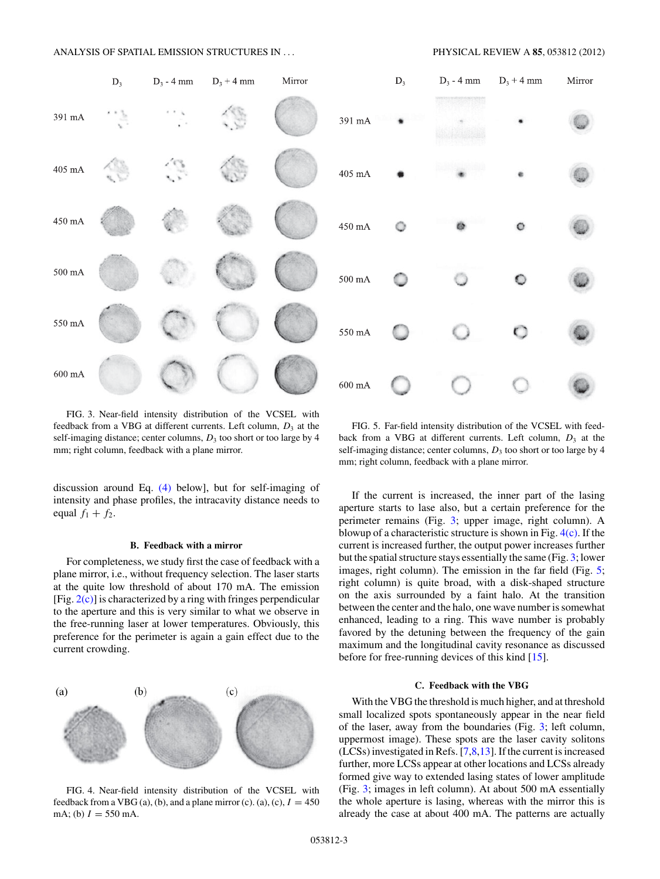FIG. 3. Near-field intensity distribution of the VCSEL with feedback from a VBG at different currents. Left column, $D_3$ at the self-imaging distance; center columns, $D_3$ too short or too large by 4 mm; right column, feedback with a plane mirror.

FIG. 5. Far-field intensity distribution of the VCSEL with feedback from a VBG at different currents. Left column, $D_3$ at the self-imaging distance; center columns, $D_3$ too short or too large by 4 mm; right column, feedback with a plane mirror.

discussion around Eq. (4) below], but for self-imaging of intensity and phase profiles, the intracavity distance needs to equal $f_1 + f_2$.

### B. Feedback with a mirror

For completeness, we study first the case of feedback with a plane mirror, i.e., without frequency selection. The laser starts at the quite low threshold of about 170 mA. The emission [Fig. 2(c)] is characterized by a ring with fringes perpendicular to the aperture and this is very similar to what we observe in the free-running laser at lower temperatures. Obviously, this preference for the perimeter is again a gain effect due to the current crowding.

FIG. 4. Near-field intensity distribution of the VCSEL with feedback from a VBG (a), (b), and a plane mirror (c). (a), (c), $I = 450$ mA; (b) $I = 550$ mA.

If the current is increased, the inner part of the lasing aperture starts to lase also, but a certain preference for the perimeter remains (Fig. 3; upper image, right column). A blowup of a characteristic structure is shown in Fig. 4(c). If the current is increased further, the output power increases further but the spatial structure stays essentially the same (Fig. 3; lower images, right column). The emission in the far field (Fig. 5; right column) is quite broad, with a disk-shaped structure on the axis surrounded by a faint halo. At the transition between the center and the halo, one wave number is somewhat enhanced, leading to a ring. This wave number is probably favored by the detuning between the frequency of the gain maximum and the longitudinal cavity resonance as discussed before for free-running devices of this kind [15].

### C. Feedback with the VBG

With the VBG the threshold is much higher, and at threshold small localized spots spontaneously appear in the near field of the laser, away from the boundaries (Fig. 3; left column, uppermost image). These spots are the laser cavity solitons (LCSs) investigated in Refs. [7,8,13]. If the current is increased further, more LCSs appear at other locations and LCSs already formed give way to extended lasing states of lower amplitude (Fig. 3; images in left column). At about 500 mA essentially the whole aperture is lasing, whereas with the mirror this is already the case at about 400 mA. The patterns are actually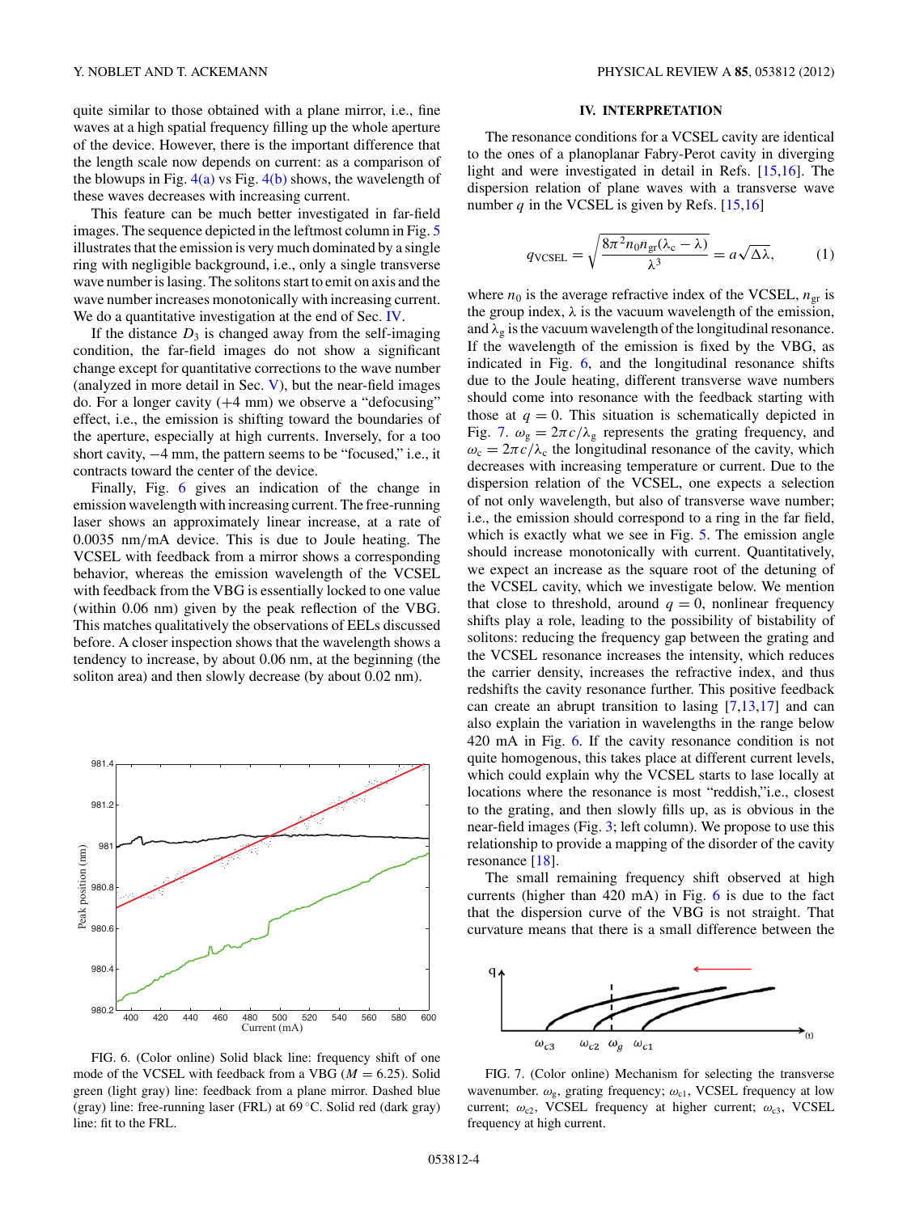quite similar to those obtained with a plane mirror, i.e., fine waves at a high spatial frequency filling up the whole aperture of the device. However, there is the important difference that the length scale now depends on current: as a comparison of the blowups in Fig. 4(a) vs Fig. 4(b) shows, the wavelength of these waves decreases with increasing current.

This feature can be much better investigated in far-field images. The sequence depicted in the leftmost column in Fig. 5 illustrates that the emission is very much dominated by a single ring with negligible background, i.e., only a single transverse wave number is lasing. The solitons start to emit on axis and the wave number increases monotonically with increasing current. We do a quantitative investigation at the end of Sec. IV.

If the distance $D_3$ is changed away from the self-imaging condition, the far-field images do not show a significant change except for quantitative corrections to the wave number (analyzed in more detail in Sec. V), but the near-field images do. For a longer cavity (+4 mm) we observe a "defocusing" effect, i.e., the emission is shifting toward the boundaries of the aperture, especially at high currents. Inversely, for a too short cavity, −4 mm, the pattern seems to be "focused," i.e., it contracts toward the center of the device.

Finally, Fig. 6 gives an indication of the change in emission wavelength with increasing current. The free-running laser shows an approximately linear increase, at a rate of 0.0035 nm/mA device. This is due to Joule heating. The VCSEL with feedback from a mirror shows a corresponding behavior, whereas the emission wavelength of the VCSEL with feedback from the VBG is essentially locked to one value (within 0.06 nm) given by the peak reflection of the VBG. This matches qualitatively the observations of EELs discussed before. A closer inspection shows that the wavelength shows a tendency to increase, by about 0.06 nm, at the beginning (the soliton area) and then slowly decrease (by about 0.02 nm).

FIG. 6. (Color online) Solid black line: frequency shift of one mode of the VCSEL with feedback from a VBG ($M = 6.25$). Solid green (light gray) line: feedback from a plane mirror. Dashed blue (gray) line: free-running laser (FRL) at 69 °C. Solid red (dark gray) line: fit to the FRL.

## IV. INTERPRETATION

The resonance conditions for a VCSEL cavity are identical to the ones of a planoplanar Fabry-Perot cavity in diverging light and were investigated in detail in Refs. [15,16]. The dispersion relation of plane waves with a transverse wave number $q$ in the VCSEL is given by Refs. [15,16]

$$q_{\mathrm{VCSEL}} = \sqrt{\frac{8\pi^2 n_0 n_{\mathrm{gr}}(\lambda_c - \lambda)}{\lambda^3}} = a\sqrt{\Delta\lambda}, \qquad (1)$$

where $n_0$ is the average refractive index of the VCSEL, $n_{\mathrm{gr}}$ is the group index, $\lambda$ is the vacuum wavelength of the emission, and $\lambda_g$ is the vacuum wavelength of the longitudinal resonance. If the wavelength of the emission is fixed by the VBG, as indicated in Fig. 6, and the longitudinal resonance shifts due to the Joule heating, different transverse wave numbers should come into resonance with the feedback starting with those at $q = 0$. This situation is schematically depicted in Fig. 7. $\omega_g = 2\pi c/\lambda_g$ represents the grating frequency, and $\omega_c = 2\pi c/\lambda_c$ the longitudinal resonance of the cavity, which decreases with increasing temperature or current. Due to the dispersion relation of the VCSEL, one expects a selection of not only wavelength, but also of transverse wave number; i.e., the emission should correspond to a ring in the far field, which is exactly what we see in Fig. 5. The emission angle should increase monotonically with current. Quantitatively, we expect an increase as the square root of the detuning of the VCSEL cavity, which we investigate below. We mention that close to threshold, around $q = 0$, nonlinear frequency shifts play a role, leading to the possibility of bistability of solitons: reducing the frequency gap between the grating and the VCSEL resonance increases the intensity, which reduces the carrier density, increases the refractive index, and thus redshifts the cavity resonance further. This positive feedback can create an abrupt transition to lasing [7,13,17] and can also explain the variation in wavelengths in the range below 420 mA in Fig. 6. If the cavity resonance condition is not quite homogenous, this takes place at different current levels, which could explain why the VCSEL starts to lase locally at locations where the resonance is most "reddish,"i.e., closest to the grating, and then slowly fills up, as is obvious in the near-field images (Fig. 3; left column). We propose to use this relationship to provide a mapping of the disorder of the cavity resonance [18].

The small remaining frequency shift observed at high currents (higher than 420 mA) in Fig. 6 is due to the fact that the dispersion curve of the VBG is not straight. That curvature means that there is a small difference between the

FIG. 7. (Color online) Mechanism for selecting the transverse wavenumber. $\omega_g$, grating frequency; $\omega_{c1}$, VCSEL frequency at low current; $\omega_{c2}$, VCSEL frequency at higher current; $\omega_{c3}$, VCSEL frequency at high current.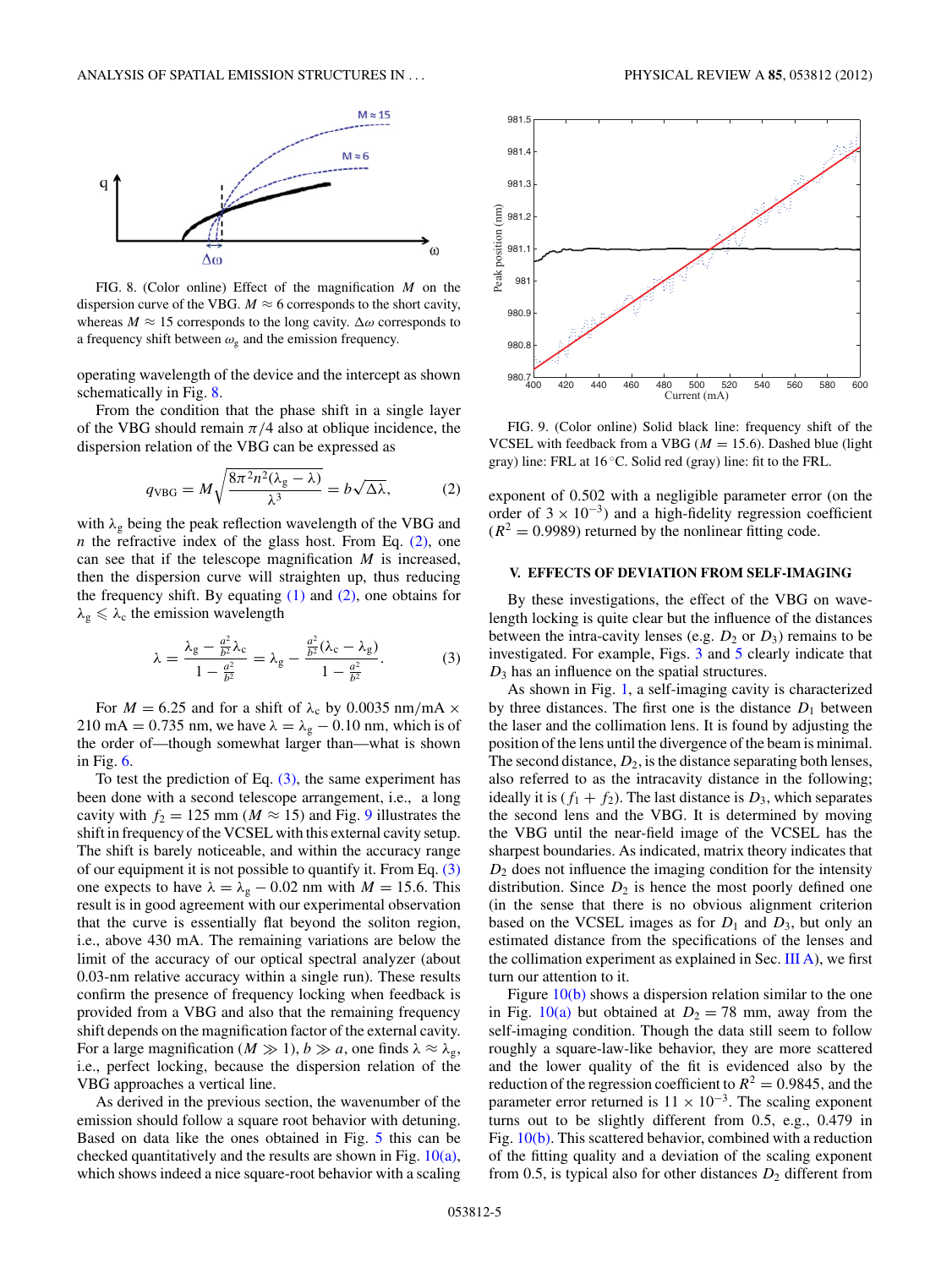FIG. 8. (Color online) Effect of the magnification $M$ on the dispersion curve of the VBG. $M \approx 6$ corresponds to the short cavity, whereas $M \approx 15$ corresponds to the long cavity. $\Delta\omega$ corresponds to a frequency shift between $\omega_g$ and the emission frequency.

operating wavelength of the device and the intercept as shown schematically in Fig. 8.

From the condition that the phase shift in a single layer of the VBG should remain $\pi/4$ also at oblique incidence, the dispersion relation of the VBG can be expressed as

$$q_{\mathrm{VBG}} = M\sqrt{\frac{8\pi^2 n^2(\lambda_g - \lambda)}{\lambda^3}} = b\sqrt{\Delta\lambda}, \tag{2}$$

with $\lambda_g$ being the peak reflection wavelength of the VBG and $n$ the refractive index of the glass host. From Eq. (2), one can see that if the telescope magnification $M$ is increased, then the dispersion curve will straighten up, thus reducing the frequency shift. By equating (1) and (2), one obtains for $\lambda_g \leqslant \lambda_c$ the emission wavelength

$$\lambda = \frac{\lambda_g - \frac{a^2}{b^2}\lambda_c}{1 - \frac{a^2}{b^2}} = \lambda_g - \frac{\frac{a^2}{b^2}(\lambda_c - \lambda_g)}{1 - \frac{a^2}{b^2}}. \tag{3}$$

For $M = 6.25$ and for a shift of $\lambda_c$ by 0.0035 nm/mA $\times$ 210 mA = 0.735 nm, we have $\lambda = \lambda_g - 0.10$ nm, which is of the order of—though somewhat larger than—what is shown in Fig. 6.

To test the prediction of Eq. (3), the same experiment has been done with a second telescope arrangement, i.e., a long cavity with $f_2 = 125$ mm ($M \approx 15$) and Fig. 9 illustrates the shift in frequency of the VCSEL with this external cavity setup. The shift is barely noticeable, and within the accuracy range of our equipment it is not possible to quantify it. From Eq. (3) one expects to have $\lambda = \lambda_g - 0.02$ nm with $M = 15.6$. This result is in good agreement with our experimental observation that the curve is essentially flat beyond the soliton region, i.e., above 430 mA. The remaining variations are below the limit of the accuracy of our optical spectral analyzer (about 0.03-nm relative accuracy within a single run). These results confirm the presence of frequency locking when feedback is provided from a VBG and also that the remaining frequency shift depends on the magnification factor of the external cavity. For a large magnification ($M \gg 1$), $b \gg a$, one finds $\lambda \approx \lambda_g$, i.e., perfect locking, because the dispersion relation of the VBG approaches a vertical line.

As derived in the previous section, the wavenumber of the emission should follow a square root behavior with detuning. Based on data like the ones obtained in Fig. 5 this can be checked quantitatively and the results are shown in Fig. 10(a), which shows indeed a nice square-root behavior with a scaling exponent of 0.502 with a negligible parameter error (on the order of $3 \times 10^{-3}$) and a high-fidelity regression coefficient ($R^2 = 0.9989$) returned by the nonlinear fitting code.

FIG. 9. (Color online) Solid black line: frequency shift of the VCSEL with feedback from a VBG ($M = 15.6$). Dashed blue (light gray) line: FRL at 16 °C. Solid red (gray) line: fit to the FRL.

## V. EFFECTS OF DEVIATION FROM SELF-IMAGING

By these investigations, the effect of the VBG on wavelength locking is quite clear but the influence of the distances between the intra-cavity lenses (e.g. $D_2$ or $D_3$) remains to be investigated. For example, Figs. 3 and 5 clearly indicate that $D_3$ has an influence on the spatial structures.

As shown in Fig. 1, a self-imaging cavity is characterized by three distances. The first one is the distance $D_1$ between the laser and the collimation lens. It is found by adjusting the position of the lens until the divergence of the beam is minimal. The second distance, $D_2$, is the distance separating both lenses, also referred to as the intracavity distance in the following; ideally it is ($f_1 + f_2$). The last distance is $D_3$, which separates the second lens and the VBG. It is determined by moving the VBG until the near-field image of the VCSEL has the sharpest boundaries. As indicated, matrix theory indicates that $D_2$ does not influence the imaging condition for the intensity distribution. Since $D_2$ is hence the most poorly defined one (in the sense that there is no obvious alignment criterion based on the VCSEL images as for $D_1$ and $D_3$, but only an estimated distance from the specifications of the lenses and the collimation experiment as explained in Sec. III A), we first turn our attention to it.

Figure 10(b) shows a dispersion relation similar to the one in Fig. 10(a) but obtained at $D_2 = 78$ mm, away from the self-imaging condition. Though the data still seem to follow roughly a square-law-like behavior, they are more scattered and the lower quality of the fit is evidenced also by the reduction of the regression coefficient to $R^2 = 0.9845$, and the parameter error returned is $11 \times 10^{-3}$. The scaling exponent turns out to be slightly different from 0.5, e.g., 0.479 in Fig. 10(b). This scattered behavior, combined with a reduction of the fitting quality and a deviation of the scaling exponent from 0.5, is typical also for other distances $D_2$ different from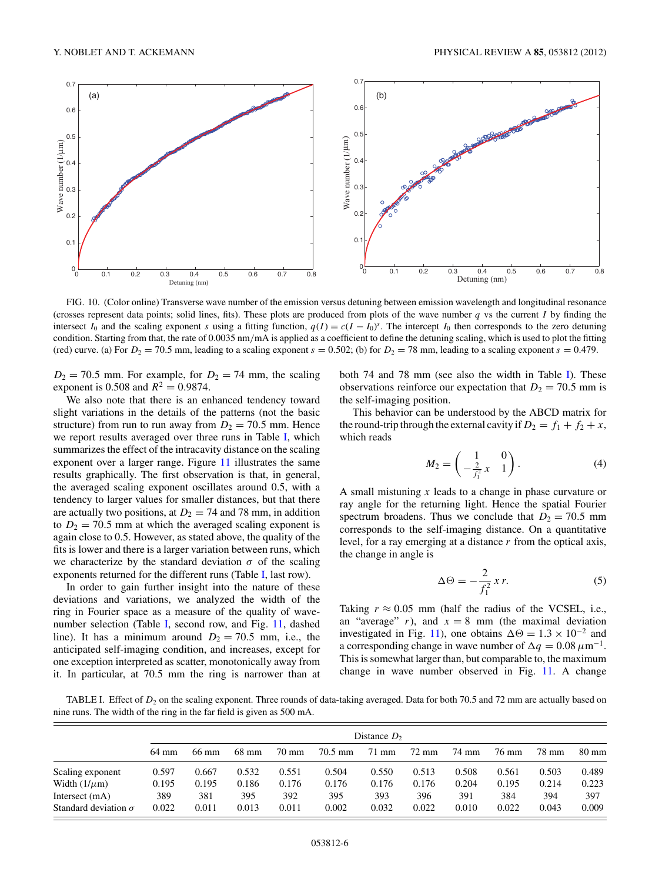FIG. 10. (Color online) Transverse wave number of the emission versus detuning between emission wavelength and longitudinal resonance (crosses represent data points; solid lines, fits). These plots are produced from plots of the wave number $q$ vs the current $I$ by finding the intersect $I_0$ and the scaling exponent $s$ using a fitting function, $q(I) = c(I - I_0)^s$. The intercept $I_0$ then corresponds to the zero detuning condition. Starting from that, the rate of 0.0035 nm/mA is applied as a coefficient to define the detuning scaling, which is used to plot the fitting (red) curve. (a) For $D_2 = 70.5$ mm, leading to a scaling exponent $s = 0.502$; (b) for $D_2 = 78$ mm, leading to a scaling exponent $s = 0.479$.

$D_2 = 70.5$ mm. For example, for $D_2 = 74$ mm, the scaling exponent is 0.508 and $R^2 = 0.9874$.

We also note that there is an enhanced tendency toward slight variations in the details of the patterns (not the basic structure) from run to run away from $D_2 = 70.5$ mm. Hence we report results averaged over three runs in Table I, which summarizes the effect of the intracavity distance on the scaling exponent over a larger range. Figure 11 illustrates the same results graphically. The first observation is that, in general, the averaged scaling exponent oscillates around 0.5, with a tendency to larger values for smaller distances, but that there are actually two positions, at $D_2 = 74$ and 78 mm, in addition to $D_2 = 70.5$ mm at which the averaged scaling exponent is again close to 0.5. However, as stated above, the quality of the fits is lower and there is a larger variation between runs, which we characterize by the standard deviation $\sigma$ of the scaling exponents returned for the different runs (Table I, last row).

In order to gain further insight into the nature of these deviations and variations, we analyzed the width of the ring in Fourier space as a measure of the quality of wave-number selection (Table I, second row, and Fig. 11, dashed line). It has a minimum around $D_2 = 70.5$ mm, i.e., the anticipated self-imaging condition, and increases, except for one exception interpreted as scatter, monotonically away from it. In particular, at 70.5 mm the ring is narrower than at both 74 and 78 mm (see also the width in Table I). These observations reinforce our expectation that $D_2 = 70.5$ mm is the self-imaging position.

This behavior can be understood by the ABCD matrix for the round-trip through the external cavity if $D_2 = f_1 + f_2 + x$, which reads

$$M_2 = \begin{pmatrix} 1 & 0 \\ -\frac{2}{f_1^2}x & 1 \end{pmatrix}. \tag{4}$$

A small mistuning $x$ leads to a change in phase curvature or ray angle for the returning light. Hence the spatial Fourier spectrum broadens. Thus we conclude that $D_2 = 70.5$ mm corresponds to the self-imaging distance. On a quantitative level, for a ray emerging at a distance $r$ from the optical axis, the change in angle is

$$\Delta\Theta = -\frac{2}{f_1^2}\,x\,r. \tag{5}$$

Taking $r \approx 0.05$ mm (half the radius of the VCSEL, i.e., an "average" $r$), and $x = 8$ mm (the maximal deviation investigated in Fig. 11), one obtains $\Delta\Theta = 1.3 \times 10^{-2}$ and a corresponding change in wave number of $\Delta q = 0.08\,\mu\text{m}^{-1}$. This is somewhat larger than, but comparable to, the maximum change in wave number observed in Fig. 11. A change

TABLE I. Effect of $D_2$ on the scaling exponent. Three rounds of data-taking averaged. Data for both 70.5 and 72 mm are actually based on nine runs. The width of the ring in the far field is given as 500 mA.

| | Distance $D_2$ | | | | | | | | | | |
|---|---|---|---|---|---|---|---|---|---|---|---|
| | 64 mm | 66 mm | 68 mm | 70 mm | 70.5 mm | 71 mm | 72 mm | 74 mm | 76 mm | 78 mm | 80 mm |
| Scaling exponent | 0.597 | 0.667 | 0.532 | 0.551 | 0.504 | 0.550 | 0.513 | 0.508 | 0.561 | 0.503 | 0.489 |
| Width ($1/\mu$m) | 0.195 | 0.195 | 0.186 | 0.176 | 0.176 | 0.176 | 0.176 | 0.204 | 0.195 | 0.214 | 0.223 |
| Intersect (mA) | 389 | 381 | 395 | 392 | 395 | 393 | 396 | 391 | 384 | 394 | 397 |
| Standard deviation $\sigma$ | 0.022 | 0.011 | 0.013 | 0.011 | 0.002 | 0.032 | 0.022 | 0.010 | 0.022 | 0.043 | 0.009 |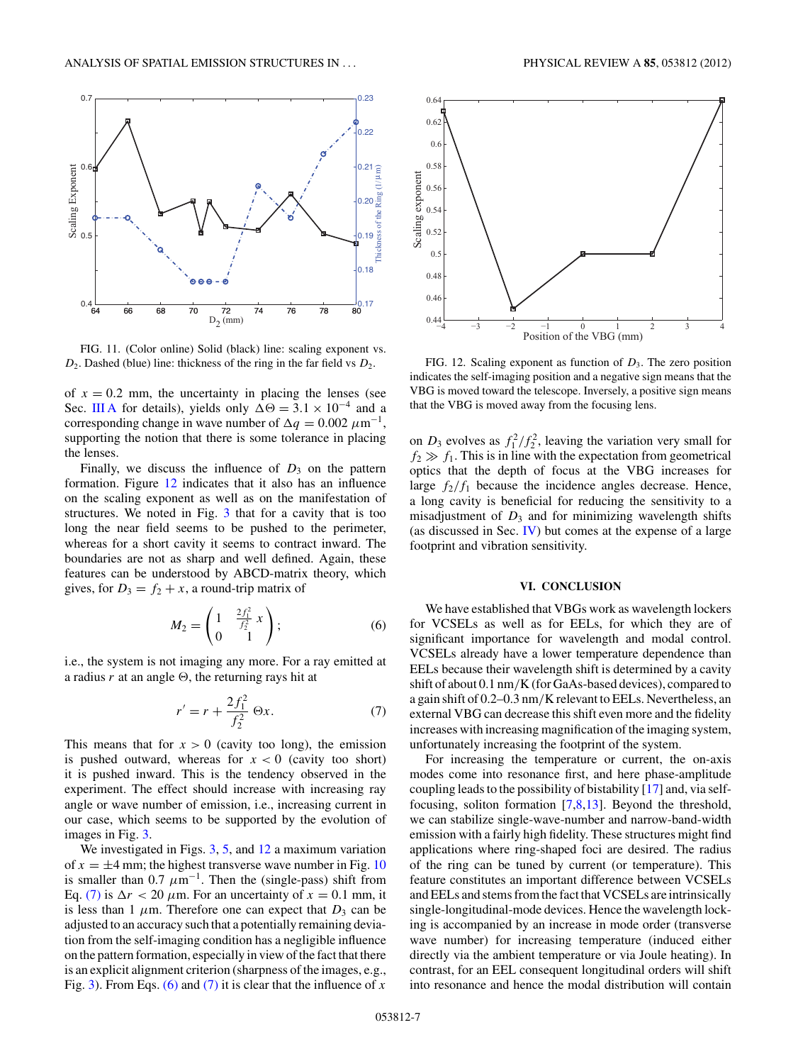FIG. 11. (Color online) Solid (black) line: scaling exponent vs. $D_2$. Dashed (blue) line: thickness of the ring in the far field vs $D_2$.

FIG. 12. Scaling exponent as function of $D_3$. The zero position indicates the self-imaging position and a negative sign means that the VBG is moved toward the telescope. Inversely, a positive sign means that the VBG is moved away from the focusing lens.

of $x = 0.2$ mm, the uncertainty in placing the lenses (see Sec. III A for details), yields only $\Delta\Theta = 3.1 \times 10^{-4}$ and a corresponding change in wave number of $\Delta q = 0.002\ \mu\text{m}^{-1}$, supporting the notion that there is some tolerance in placing the lenses.

Finally, we discuss the influence of $D_3$ on the pattern formation. Figure 12 indicates that it also has an influence on the scaling exponent as well as on the manifestation of structures. We noted in Fig. 3 that for a cavity that is too long the near field seems to be pushed to the perimeter, whereas for a short cavity it seems to contract inward. The boundaries are not as sharp and well defined. Again, these features can be understood by ABCD-matrix theory, which gives, for $D_3 = f_2 + x$, a round-trip matrix of

$$M_2 = \begin{pmatrix} 1 & \frac{2f_1^2}{f_2^2}\,x \\ 0 & 1 \end{pmatrix}; \tag{6}$$

i.e., the system is not imaging any more. For a ray emitted at a radius $r$ at an angle $\Theta$, the returning rays hit at

$$r' = r + \frac{2f_1^2}{f_2^2}\,\Theta x. \tag{7}$$

This means that for $x > 0$ (cavity too long), the emission is pushed outward, whereas for $x < 0$ (cavity too short) it is pushed inward. This is the tendency observed in the experiment. The effect should increase with increasing ray angle or wave number of emission, i.e., increasing current in our case, which seems to be supported by the evolution of images in Fig. 3.

We investigated in Figs. 3, 5, and 12 a maximum variation of $x = \pm 4$ mm; the highest transverse wave number in Fig. 10 is smaller than $0.7\ \mu\text{m}^{-1}$. Then the (single-pass) shift from Eq. (7) is $\Delta r < 20\ \mu$m. For an uncertainty of $x = 0.1$ mm, it is less than $1\ \mu$m. Therefore one can expect that $D_3$ can be adjusted to an accuracy such that a potentially remaining deviation from the self-imaging condition has a negligible influence on the pattern formation, especially in view of the fact that there is an explicit alignment criterion (sharpness of the images, e.g., Fig. 3). From Eqs. (6) and (7) it is clear that the influence of $x$ on $D_3$ evolves as $f_1^2/f_2^2$, leaving the variation very small for $f_2 \gg f_1$. This is in line with the expectation from geometrical optics that the depth of focus at the VBG increases for large $f_2/f_1$ because the incidence angles decrease. Hence, a long cavity is beneficial for reducing the sensitivity to a misadjustment of $D_3$ and for minimizing wavelength shifts (as discussed in Sec. IV) but comes at the expense of a large footprint and vibration sensitivity.

## VI. CONCLUSION

We have established that VBGs work as wavelength lockers for VCSELs as well as for EELs, for which they are of significant importance for wavelength and modal control. VCSELs already have a lower temperature dependence than EELs because their wavelength shift is determined by a cavity shift of about 0.1 nm/K (for GaAs-based devices), compared to a gain shift of 0.2–0.3 nm/K relevant to EELs. Nevertheless, an external VBG can decrease this shift even more and the fidelity increases with increasing magnification of the imaging system, unfortunately increasing the footprint of the system.

For increasing the temperature or current, the on-axis modes come into resonance first, and here phase-amplitude coupling leads to the possibility of bistability [17] and, via self-focusing, soliton formation [7,8,13]. Beyond the threshold, we can stabilize single-wave-number and narrow-band-width emission with a fairly high fidelity. These structures might find applications where ring-shaped foci are desired. The radius of the ring can be tuned by current (or temperature). This feature constitutes an important difference between VCSELs and EELs and stems from the fact that VCSELs are intrinsically single-longitudinal-mode devices. Hence the wavelength locking is accompanied by an increase in mode order (transverse wave number) for increasing temperature (induced either directly via the ambient temperature or via Joule heating). In contrast, for an EEL consequent longitudinal orders will shift into resonance and hence the modal distribution will contain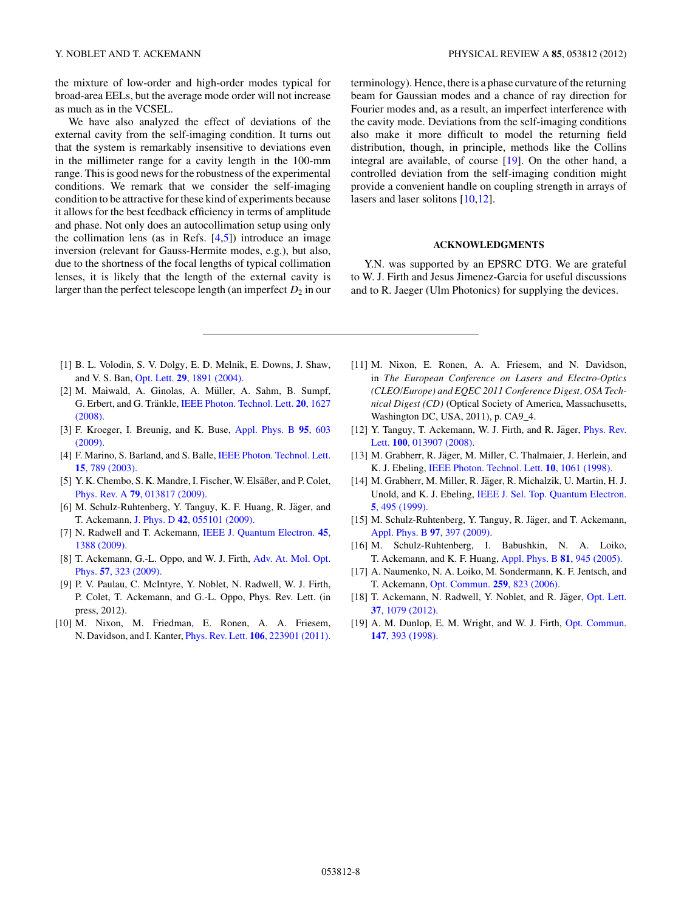the mixture of low-order and high-order modes typical for broad-area EELs, but the average mode order will not increase as much as in the VCSEL.

We have also analyzed the effect of deviations of the external cavity from the self-imaging condition. It turns out that the system is remarkably insensitive to deviations even in the millimeter range for a cavity length in the 100-mm range. This is good news for the robustness of the experimental conditions. We remark that we consider the self-imaging condition to be attractive for these kind of experiments because it allows for the best feedback efficiency in terms of amplitude and phase. Not only does an autocollimation setup using only the collimation lens (as in Refs. [4,5]) introduce an image inversion (relevant for Gauss-Hermite modes, e.g.), but also, due to the shortness of the focal lengths of typical collimation lenses, it is likely that the length of the external cavity is larger than the perfect telescope length (an imperfect $D_2$ in our terminology). Hence, there is a phase curvature of the returning beam for Gaussian modes and a chance of ray direction for Fourier modes and, as a result, an imperfect interference with the cavity mode. Deviations from the self-imaging conditions also make it more difficult to model the returning field distribution, though, in principle, methods like the Collins integral are available, of course [19]. On the other hand, a controlled deviation from the self-imaging condition might provide a convenient handle on coupling strength in arrays of lasers and laser solitons [10,12].

## ACKNOWLEDGMENTS

Y.N. was supported by an EPSRC DTG. We are grateful to W. J. Firth and Jesus Jimenez-Garcia for useful discussions and to R. Jaeger (Ulm Photonics) for supplying the devices.

---

[1] B. L. Volodin, S. V. Dolgy, E. D. Melnik, E. Downs, J. Shaw, and V. S. Ban, Opt. Lett. **29**, 1891 (2004).

[2] M. Maiwald, A. Ginolas, A. Müller, A. Sahm, B. Sumpf, G. Erbert, and G. Tränkle, IEEE Photon. Technol. Lett. **20**, 1627 (2008).

[3] F. Kroeger, I. Breunig, and K. Buse, Appl. Phys. B **95**, 603 (2009).

[4] F. Marino, S. Barland, and S. Balle, IEEE Photon. Technol. Lett. **15**, 789 (2003).

[5] Y. K. Chembo, S. K. Mandre, I. Fischer, W. Elsäßer, and P. Colet, Phys. Rev. A **79**, 013817 (2009).

[6] M. Schulz-Ruhtenberg, Y. Tanguy, K. F. Huang, R. Jäger, and T. Ackemann, J. Phys. D **42**, 055101 (2009).

[7] N. Radwell and T. Ackemann, IEEE J. Quantum Electron. **45**, 1388 (2009).

[8] T. Ackemann, G.-L. Oppo, and W. J. Firth, Adv. At. Mol. Opt. Phys. **57**, 323 (2009).

[9] P. V. Paulau, C. McIntyre, Y. Noblet, N. Radwell, W. J. Firth, P. Colet, T. Ackemann, and G.-L. Oppo, Phys. Rev. Lett. (in press, 2012).

[10] M. Nixon, M. Friedman, E. Ronen, A. A. Friesem, N. Davidson, and I. Kanter, Phys. Rev. Lett. **106**, 223901 (2011).

[11] M. Nixon, E. Ronen, A. A. Friesem, and N. Davidson, in *The European Conference on Lasers and Electro-Optics (CLEO/Europe) and EQEC 2011 Conference Digest, OSA Technical Digest (CD)* (Optical Society of America, Massachusetts, Washington DC, USA, 2011), p. CA9_4.

[12] Y. Tanguy, T. Ackemann, W. J. Firth, and R. Jäger, Phys. Rev. Lett. **100**, 013907 (2008).

[13] M. Grabherr, R. Jäger, M. Miller, C. Thalmaier, J. Herlein, and K. J. Ebeling, IEEE Photon. Technol. Lett. **10**, 1061 (1998).

[14] M. Grabherr, M. Miller, R. Jäger, R. Michalzik, U. Martin, H. J. Unold, and K. J. Ebeling, IEEE J. Sel. Top. Quantum Electron. **5**, 495 (1999).

[15] M. Schulz-Ruhtenberg, Y. Tanguy, R. Jäger, and T. Ackemann, Appl. Phys. B **97**, 397 (2009).

[16] M. Schulz-Ruhtenberg, I. Babushkin, N. A. Loiko, T. Ackemann, and K. F. Huang, Appl. Phys. B **81**, 945 (2005).

[17] A. Naumenko, N. A. Loiko, M. Sondermann, K. F. Jentsch, and T. Ackemann, Opt. Commun. **259**, 823 (2006).

[18] T. Ackemann, N. Radwell, Y. Noblet, and R. Jäger, Opt. Lett. **37**, 1079 (2012).

[19] A. M. Dunlop, E. M. Wright, and W. J. Firth, Opt. Commun. **147**, 393 (1998).